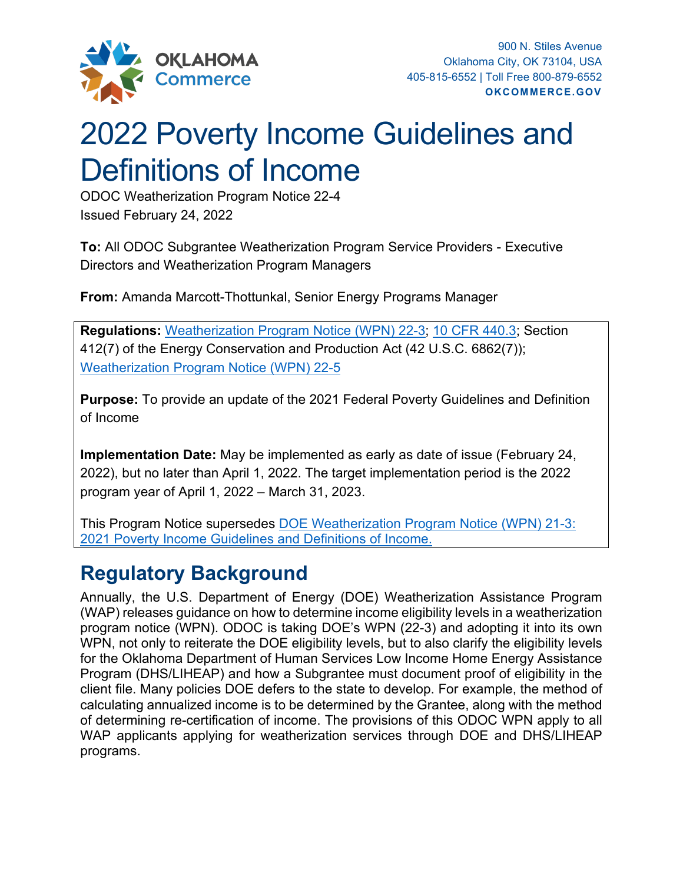OKLAHOMA Commerce

900 N. Stiles Avenue
Oklahoma City, OK 73104, USA
405-815-6552 | Toll Free 800-879-6552
**OKCOMMERCE.GOV**

# 2022 Poverty Income Guidelines and Definitions of Income

ODOC Weatherization Program Notice 22-4
Issued February 24, 2022

**To:** All ODOC Subgrantee Weatherization Program Service Providers - Executive Directors and Weatherization Program Managers

**From:** Amanda Marcott-Thottunkal, Senior Energy Programs Manager

**Regulations:** Weatherization Program Notice (WPN) 22-3; 10 CFR 440.3; Section 412(7) of the Energy Conservation and Production Act (42 U.S.C. 6862(7)); Weatherization Program Notice (WPN) 22-5

**Purpose:** To provide an update of the 2021 Federal Poverty Guidelines and Definition of Income

**Implementation Date:** May be implemented as early as date of issue (February 24, 2022), but no later than April 1, 2022. The target implementation period is the 2022 program year of April 1, 2022 – March 31, 2023.

This Program Notice supersedes DOE Weatherization Program Notice (WPN) 21-3: 2021 Poverty Income Guidelines and Definitions of Income.

## Regulatory Background

Annually, the U.S. Department of Energy (DOE) Weatherization Assistance Program (WAP) releases guidance on how to determine income eligibility levels in a weatherization program notice (WPN). ODOC is taking DOE's WPN (22-3) and adopting it into its own WPN, not only to reiterate the DOE eligibility levels, but to also clarify the eligibility levels for the Oklahoma Department of Human Services Low Income Home Energy Assistance Program (DHS/LIHEAP) and how a Subgrantee must document proof of eligibility in the client file. Many policies DOE defers to the state to develop. For example, the method of calculating annualized income is to be determined by the Grantee, along with the method of determining re-certification of income. The provisions of this ODOC WPN apply to all WAP applicants applying for weatherization services through DOE and DHS/LIHEAP programs.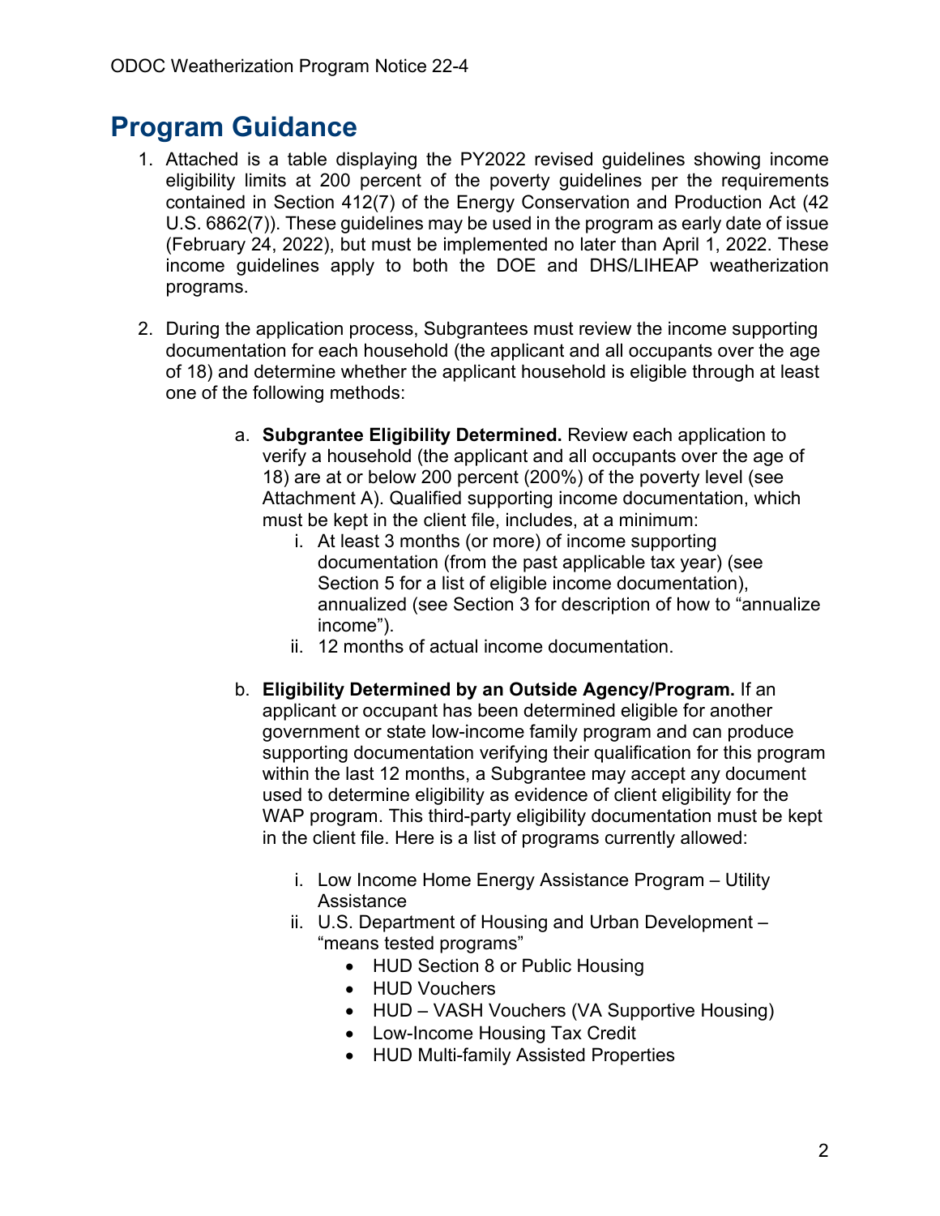# Program Guidance

1. Attached is a table displaying the PY2022 revised guidelines showing income eligibility limits at 200 percent of the poverty guidelines per the requirements contained in Section 412(7) of the Energy Conservation and Production Act (42 U.S. 6862(7)). These guidelines may be used in the program as early date of issue (February 24, 2022), but must be implemented no later than April 1, 2022. These income guidelines apply to both the DOE and DHS/LIHEAP weatherization programs.

2. During the application process, Subgrantees must review the income supporting documentation for each household (the applicant and all occupants over the age of 18) and determine whether the applicant household is eligible through at least one of the following methods:

   a. **Subgrantee Eligibility Determined.** Review each application to verify a household (the applicant and all occupants over the age of 18) are at or below 200 percent (200%) of the poverty level (see Attachment A). Qualified supporting income documentation, which must be kept in the client file, includes, at a minimum:
      i. At least 3 months (or more) of income supporting documentation (from the past applicable tax year) (see Section 5 for a list of eligible income documentation), annualized (see Section 3 for description of how to "annualize income").
      ii. 12 months of actual income documentation.

   b. **Eligibility Determined by an Outside Agency/Program.** If an applicant or occupant has been determined eligible for another government or state low-income family program and can produce supporting documentation verifying their qualification for this program within the last 12 months, a Subgrantee may accept any document used to determine eligibility as evidence of client eligibility for the WAP program. This third-party eligibility documentation must be kept in the client file. Here is a list of programs currently allowed:

      i. Low Income Home Energy Assistance Program – Utility Assistance
      ii. U.S. Department of Housing and Urban Development – "means tested programs"
         - HUD Section 8 or Public Housing
         - HUD Vouchers
         - HUD – VASH Vouchers (VA Supportive Housing)
         - Low-Income Housing Tax Credit
         - HUD Multi-family Assisted Properties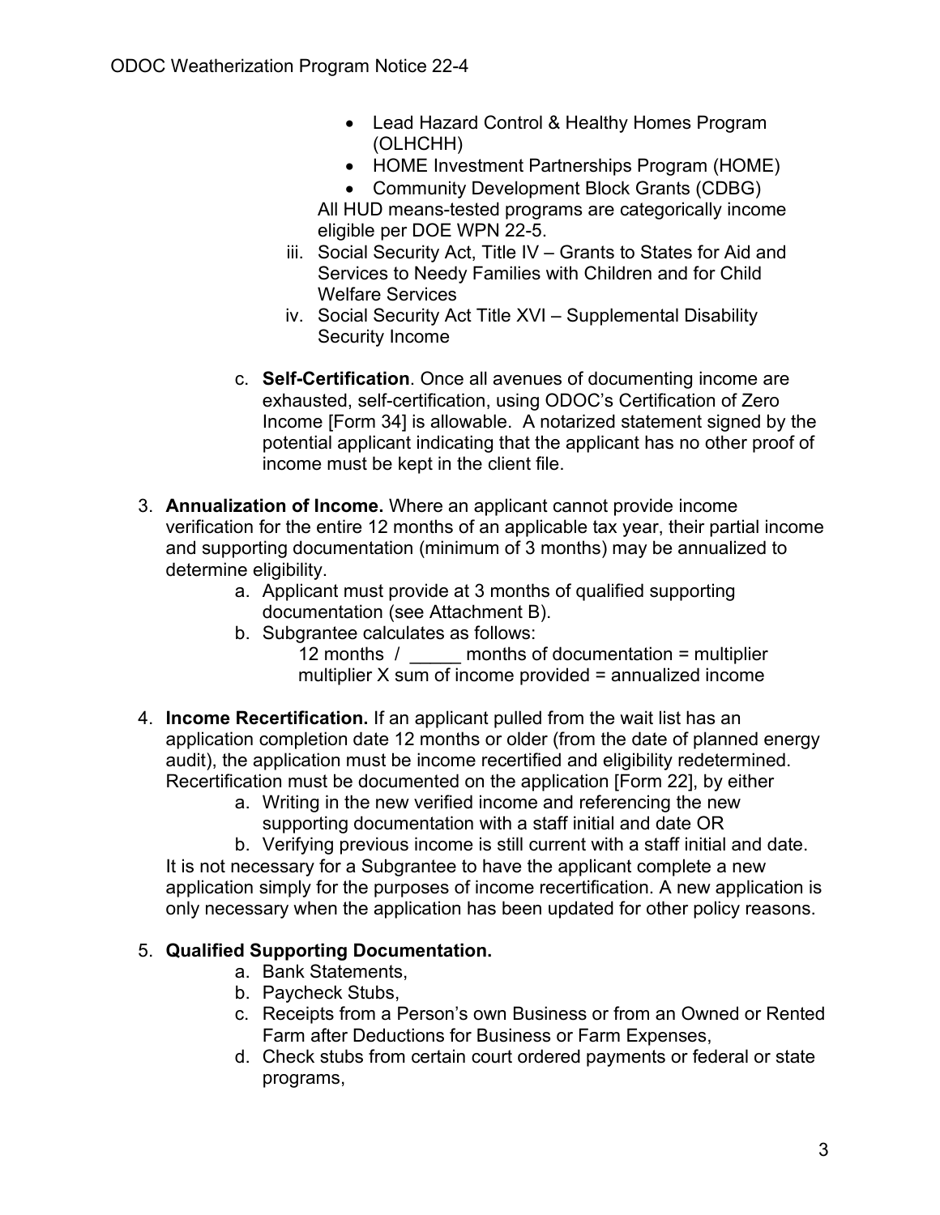- Lead Hazard Control & Healthy Homes Program (OLHCHH)
- HOME Investment Partnerships Program (HOME)
- Community Development Block Grants (CDBG)

All HUD means-tested programs are categorically income eligible per DOE WPN 22-5.

iii. Social Security Act, Title IV – Grants to States for Aid and Services to Needy Families with Children and for Child Welfare Services

iv. Social Security Act Title XVI – Supplemental Disability Security Income

c. **Self-Certification**. Once all avenues of documenting income are exhausted, self-certification, using ODOC's Certification of Zero Income [Form 34] is allowable. A notarized statement signed by the potential applicant indicating that the applicant has no other proof of income must be kept in the client file.

3. **Annualization of Income.** Where an applicant cannot provide income verification for the entire 12 months of an applicable tax year, their partial income and supporting documentation (minimum of 3 months) may be annualized to determine eligibility.
   a. Applicant must provide at 3 months of qualified supporting documentation (see Attachment B).
   b. Subgrantee calculates as follows:
      12 months / _____ months of documentation = multiplier
      multiplier X sum of income provided = annualized income

4. **Income Recertification.** If an applicant pulled from the wait list has an application completion date 12 months or older (from the date of planned energy audit), the application must be income recertified and eligibility redetermined. Recertification must be documented on the application [Form 22], by either
   a. Writing in the new verified income and referencing the new supporting documentation with a staff initial and date OR
   b. Verifying previous income is still current with a staff initial and date.

   It is not necessary for a Subgrantee to have the applicant complete a new application simply for the purposes of income recertification. A new application is only necessary when the application has been updated for other policy reasons.

5. **Qualified Supporting Documentation.**
   a. Bank Statements,
   b. Paycheck Stubs,
   c. Receipts from a Person's own Business or from an Owned or Rented Farm after Deductions for Business or Farm Expenses,
   d. Check stubs from certain court ordered payments or federal or state programs,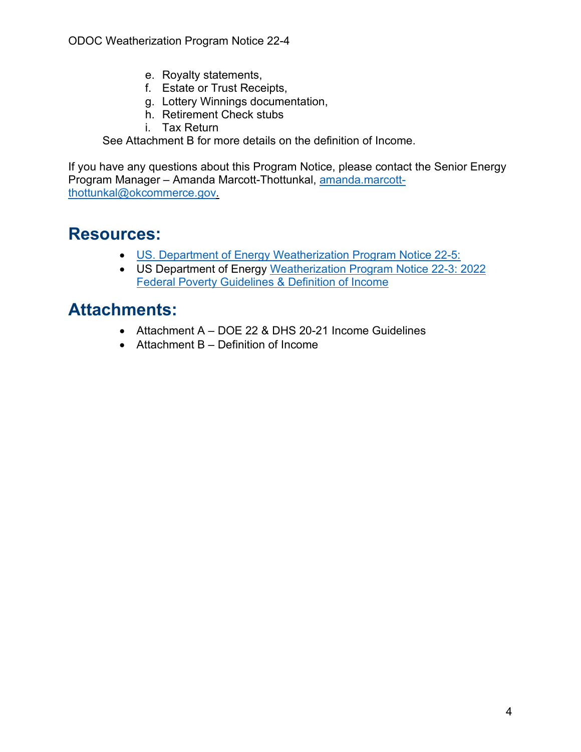e. Royalty statements,
f. Estate or Trust Receipts,
g. Lottery Winnings documentation,
h. Retirement Check stubs
i. Tax Return

See Attachment B for more details on the definition of Income.

If you have any questions about this Program Notice, please contact the Senior Energy Program Manager – Amanda Marcott-Thottunkal, amanda.marcott-thottunkal@okcommerce.gov.

## Resources:

- US. Department of Energy Weatherization Program Notice 22-5:
- US Department of Energy Weatherization Program Notice 22-3: 2022 Federal Poverty Guidelines & Definition of Income

## Attachments:

- Attachment A – DOE 22 & DHS 20-21 Income Guidelines
- Attachment B – Definition of Income